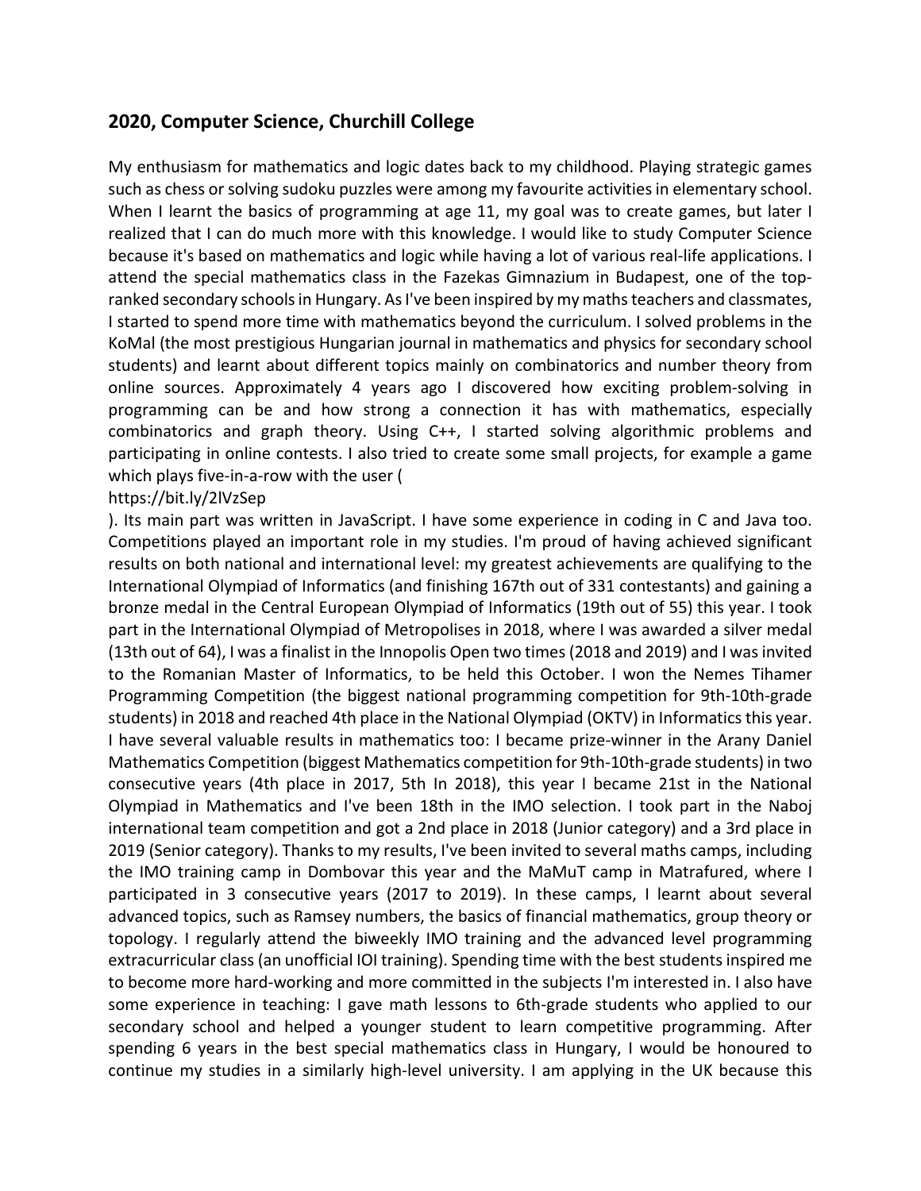## 2020, Computer Science, Churchill College

My enthusiasm for mathematics and logic dates back to my childhood. Playing strategic games such as chess or solving sudoku puzzles were among my favourite activities in elementary school. When I learnt the basics of programming at age 11, my goal was to create games, but later I realized that I can do much more with this knowledge. I would like to study Computer Science because it's based on mathematics and logic while having a lot of various real-life applications. I attend the special mathematics class in the Fazekas Gimnazium in Budapest, one of the top-ranked secondary schools in Hungary. As I've been inspired by my maths teachers and classmates, I started to spend more time with mathematics beyond the curriculum. I solved problems in the KoMal (the most prestigious Hungarian journal in mathematics and physics for secondary school students) and learnt about different topics mainly on combinatorics and number theory from online sources. Approximately 4 years ago I discovered how exciting problem-solving in programming can be and how strong a connection it has with mathematics, especially combinatorics and graph theory. Using C++, I started solving algorithmic problems and participating in online contests. I also tried to create some small projects, for example a game which plays five-in-a-row with the user (
https://bit.ly/2lVzSep
). Its main part was written in JavaScript. I have some experience in coding in C and Java too. Competitions played an important role in my studies. I'm proud of having achieved significant results on both national and international level: my greatest achievements are qualifying to the International Olympiad of Informatics (and finishing 167th out of 331 contestants) and gaining a bronze medal in the Central European Olympiad of Informatics (19th out of 55) this year. I took part in the International Olympiad of Metropolises in 2018, where I was awarded a silver medal (13th out of 64), I was a finalist in the Innopolis Open two times (2018 and 2019) and I was invited to the Romanian Master of Informatics, to be held this October. I won the Nemes Tihamer Programming Competition (the biggest national programming competition for 9th-10th-grade students) in 2018 and reached 4th place in the National Olympiad (OKTV) in Informatics this year. I have several valuable results in mathematics too: I became prize-winner in the Arany Daniel Mathematics Competition (biggest Mathematics competition for 9th-10th-grade students) in two consecutive years (4th place in 2017, 5th In 2018), this year I became 21st in the National Olympiad in Mathematics and I've been 18th in the IMO selection. I took part in the Naboj international team competition and got a 2nd place in 2018 (Junior category) and a 3rd place in 2019 (Senior category). Thanks to my results, I've been invited to several maths camps, including the IMO training camp in Dombovar this year and the MaMuT camp in Matrafured, where I participated in 3 consecutive years (2017 to 2019). In these camps, I learnt about several advanced topics, such as Ramsey numbers, the basics of financial mathematics, group theory or topology. I regularly attend the biweekly IMO training and the advanced level programming extracurricular class (an unofficial IOI training). Spending time with the best students inspired me to become more hard-working and more committed in the subjects I'm interested in. I also have some experience in teaching: I gave math lessons to 6th-grade students who applied to our secondary school and helped a younger student to learn competitive programming. After spending 6 years in the best special mathematics class in Hungary, I would be honoured to continue my studies in a similarly high-level university. I am applying in the UK because this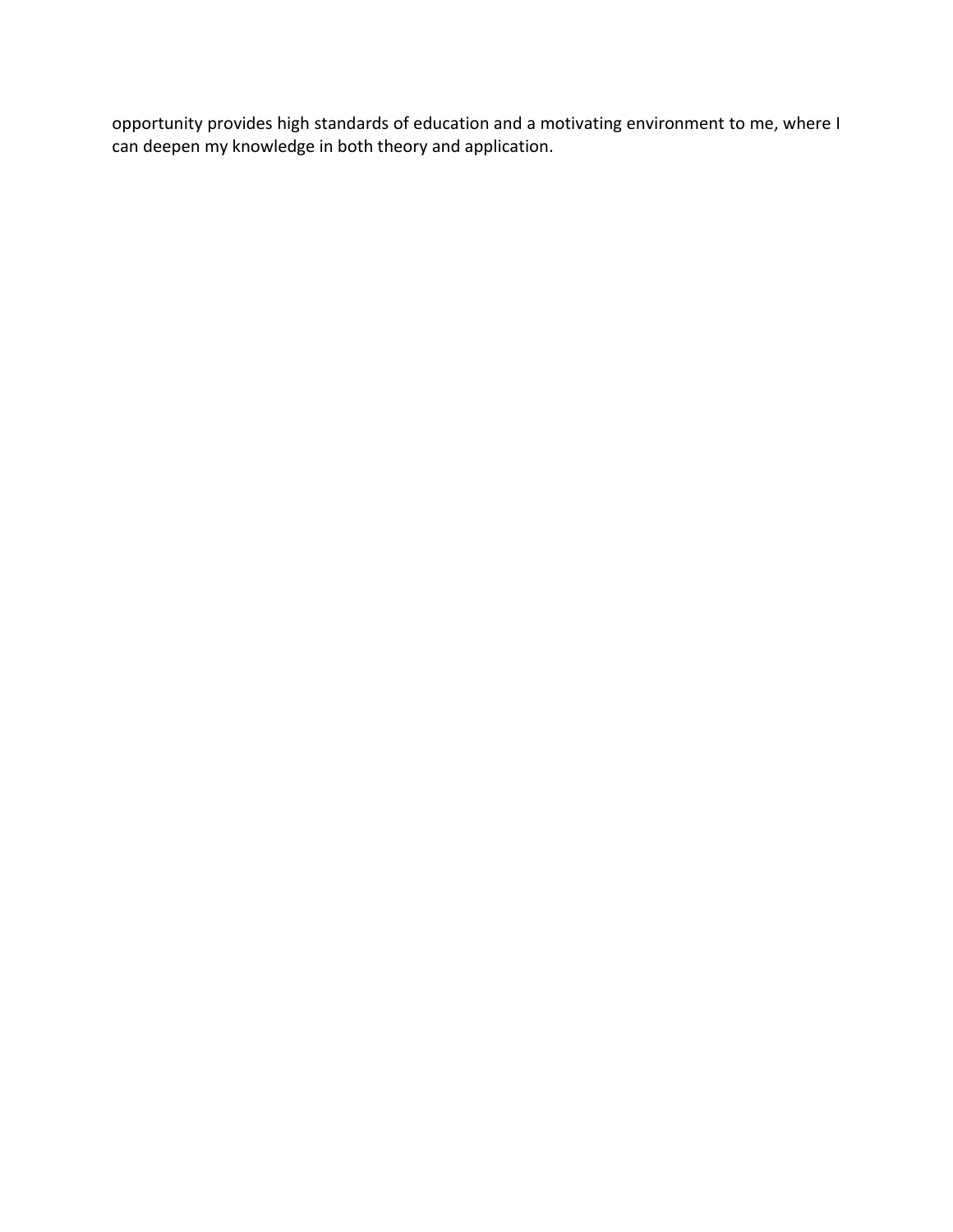opportunity provides high standards of education and a motivating environment to me, where I can deepen my knowledge in both theory and application.